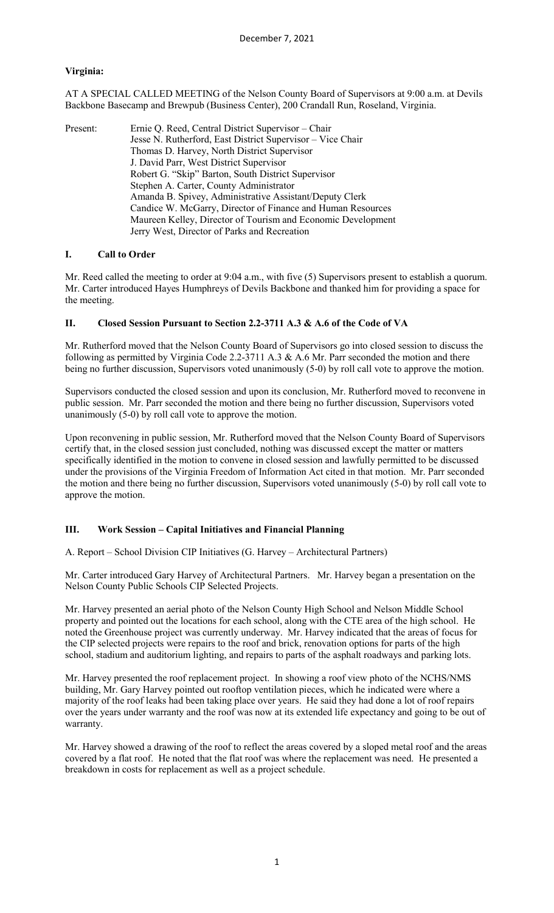December 7, 2021

**Virginia:**

AT A SPECIAL CALLED MEETING of the Nelson County Board of Supervisors at 9:00 a.m. at Devils Backbone Basecamp and Brewpub (Business Center), 200 Crandall Run, Roseland, Virginia.

Present: Ernie Q. Reed, Central District Supervisor – Chair
Jesse N. Rutherford, East District Supervisor – Vice Chair
Thomas D. Harvey, North District Supervisor
J. David Parr, West District Supervisor
Robert G. "Skip" Barton, South District Supervisor
Stephen A. Carter, County Administrator
Amanda B. Spivey, Administrative Assistant/Deputy Clerk
Candice W. McGarry, Director of Finance and Human Resources
Maureen Kelley, Director of Tourism and Economic Development
Jerry West, Director of Parks and Recreation

## I. Call to Order

Mr. Reed called the meeting to order at 9:04 a.m., with five (5) Supervisors present to establish a quorum. Mr. Carter introduced Hayes Humphreys of Devils Backbone and thanked him for providing a space for the meeting.

## II. Closed Session Pursuant to Section 2.2-3711 A.3 & A.6 of the Code of VA

Mr. Rutherford moved that the Nelson County Board of Supervisors go into closed session to discuss the following as permitted by Virginia Code 2.2-3711 A.3 & A.6 Mr. Parr seconded the motion and there being no further discussion, Supervisors voted unanimously (5-0) by roll call vote to approve the motion.

Supervisors conducted the closed session and upon its conclusion, Mr. Rutherford moved to reconvene in public session. Mr. Parr seconded the motion and there being no further discussion, Supervisors voted unanimously (5-0) by roll call vote to approve the motion.

Upon reconvening in public session, Mr. Rutherford moved that the Nelson County Board of Supervisors certify that, in the closed session just concluded, nothing was discussed except the matter or matters specifically identified in the motion to convene in closed session and lawfully permitted to be discussed under the provisions of the Virginia Freedom of Information Act cited in that motion. Mr. Parr seconded the motion and there being no further discussion, Supervisors voted unanimously (5-0) by roll call vote to approve the motion.

## III. Work Session – Capital Initiatives and Financial Planning

A. Report – School Division CIP Initiatives (G. Harvey – Architectural Partners)

Mr. Carter introduced Gary Harvey of Architectural Partners. Mr. Harvey began a presentation on the Nelson County Public Schools CIP Selected Projects.

Mr. Harvey presented an aerial photo of the Nelson County High School and Nelson Middle School property and pointed out the locations for each school, along with the CTE area of the high school. He noted the Greenhouse project was currently underway. Mr. Harvey indicated that the areas of focus for the CIP selected projects were repairs to the roof and brick, renovation options for parts of the high school, stadium and auditorium lighting, and repairs to parts of the asphalt roadways and parking lots.

Mr. Harvey presented the roof replacement project. In showing a roof view photo of the NCHS/NMS building, Mr. Gary Harvey pointed out rooftop ventilation pieces, which he indicated were where a majority of the roof leaks had been taking place over years. He said they had done a lot of roof repairs over the years under warranty and the roof was now at its extended life expectancy and going to be out of warranty.

Mr. Harvey showed a drawing of the roof to reflect the areas covered by a sloped metal roof and the areas covered by a flat roof. He noted that the flat roof was where the replacement was need. He presented a breakdown in costs for replacement as well as a project schedule.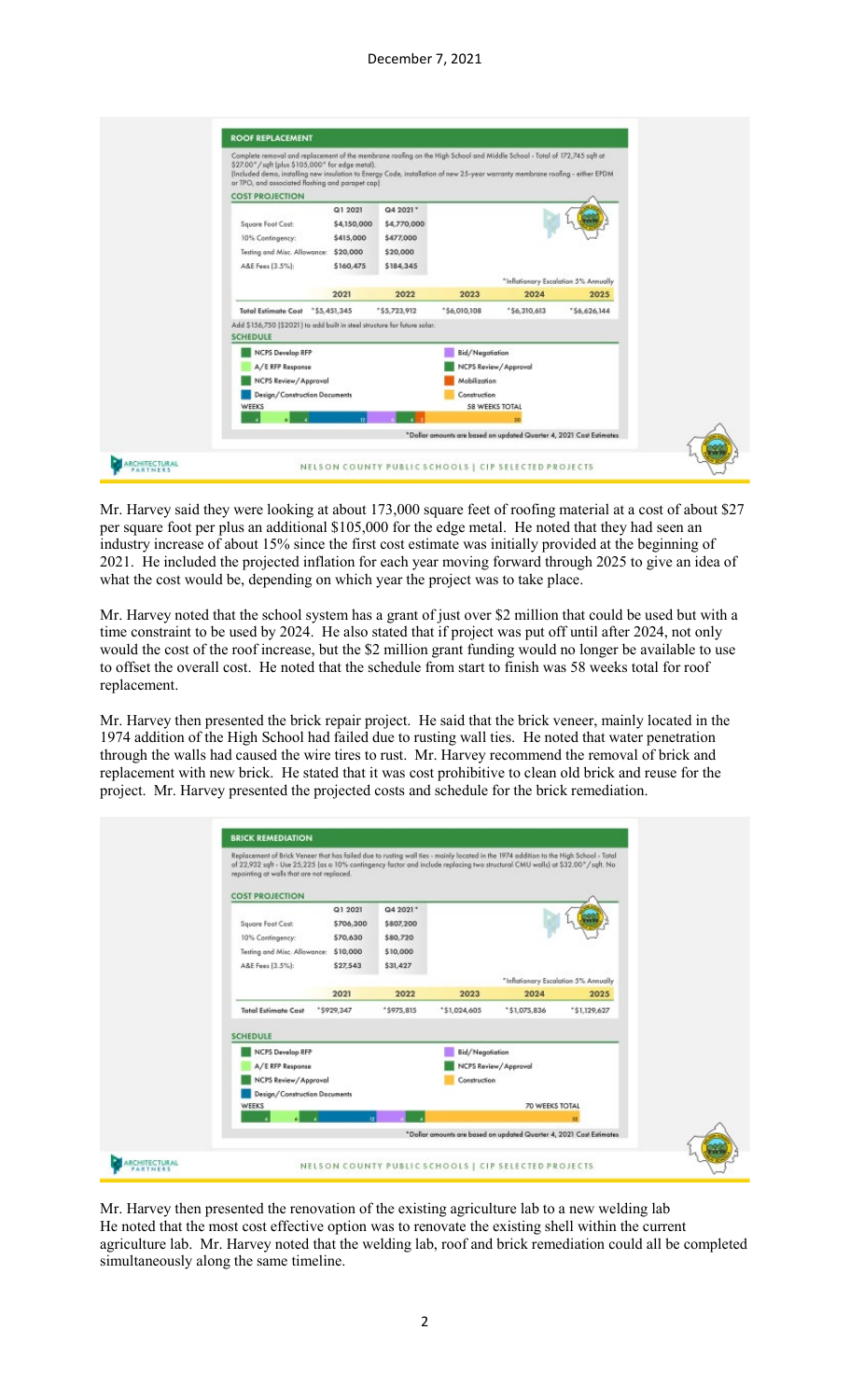December 7, 2021

**ROOF REPLACEMENT**

Complete removal and replacement of the membrane roofing on the High School and Middle School - Total of 172,745 sqft at $27.00*/sqft (plus $105,000* for edge metal).
(Included demo, installing new insulation to Energy Code, installation of new 25-year warranty membrane roofing - either EPDM or TPO, and associated flashing and parapet cap)

**COST PROJECTION**

| | Q1 2021 | Q4 2021* |
|---|---|---|
| Square Foot Cost: | $4,150,000 | $4,770,000 |
| 10% Contingency: | $415,000 | $477,000 |
| Testing and Misc. Allowance: | $20,000 | $20,000 |
| A&E Fees (3.5%): | $160,475 | $184,345 |

*Inflationary Escalation 5% Annually

| | 2021 | 2022 | 2023 | 2024 | 2025 |
|---|---|---|---|---|---|
| Total Estimate Cost | *$5,451,345 | *$5,723,912 | *$6,010,108 | *$6,310,613 | *$6,626,144 |

Add $156,750 ($2021) to add built in steel structure for future solar.

**SCHEDULE**

- NCPS Develop RFP
- A/E RFP Response
- NCPS Review/Approval
- Design/Construction Documents
- Bid/Negotiation
- NCPS Review/Approval
- Mobilization
- Construction

WEEKS — 58 WEEKS TOTAL

*Dollar amounts are based on updated Quarter 4, 2021 Cost Estimates

NELSON COUNTY PUBLIC SCHOOLS | CIP SELECTED PROJECTS

Mr. Harvey said they were looking at about 173,000 square feet of roofing material at a cost of about $27 per square foot per plus an additional $105,000 for the edge metal. He noted that they had seen an industry increase of about 15% since the first cost estimate was initially provided at the beginning of 2021. He included the projected inflation for each year moving forward through 2025 to give an idea of what the cost would be, depending on which year the project was to take place.

Mr. Harvey noted that the school system has a grant of just over $2 million that could be used but with a time constraint to be used by 2024. He also stated that if project was put off until after 2024, not only would the cost of the roof increase, but the $2 million grant funding would no longer be available to use to offset the overall cost. He noted that the schedule from start to finish was 58 weeks total for roof replacement.

Mr. Harvey then presented the brick repair project. He said that the brick veneer, mainly located in the 1974 addition of the High School had failed due to rusting wall ties. He noted that water penetration through the walls had caused the wire tires to rust. Mr. Harvey recommend the removal of brick and replacement with new brick. He stated that it was cost prohibitive to clean old brick and reuse for the project. Mr. Harvey presented the projected costs and schedule for the brick remediation.

**BRICK REMEDIATION**

Replacement of Brick Veneer that has failed due to rusting wall ties - mainly located in the 1974 addition to the High School - Total of 22,932 sqft - Use 25,225 (as a 10% contingency factor and include replacing two structural CMU walls) at $32.00*/sqft. No repointing at walls that are not replaced.

**COST PROJECTION**

| | Q1 2021 | Q4 2021* |
|---|---|---|
| Square Foot Cost: | $706,300 | $807,200 |
| 10% Contingency: | $70,630 | $80,720 |
| Testing and Misc. Allowance: | $10,000 | $10,000 |
| A&E Fees (3.5%): | $27,543 | $31,427 |

*Inflationary Escalation 5% Annually

| | 2021 | 2022 | 2023 | 2024 | 2025 |
|---|---|---|---|---|---|
| Total Estimate Cost | *$929,347 | *$975,815 | *$1,024,605 | *$1,075,836 | *$1,129,627 |

**SCHEDULE**

- NCPS Develop RFP
- A/E RFP Response
- NCPS Review/Approval
- Design/Construction Documents
- Bid/Negotiation
- NCPS Review/Approval
- Construction

WEEKS — 70 WEEKS TOTAL

*Dollar amounts are based on updated Quarter 4, 2021 Cost Estimates

NELSON COUNTY PUBLIC SCHOOLS | CIP SELECTED PROJECTS

Mr. Harvey then presented the renovation of the existing agriculture lab to a new welding lab
He noted that the most cost effective option was to renovate the existing shell within the current agriculture lab. Mr. Harvey noted that the welding lab, roof and brick remediation could all be completed simultaneously along the same timeline.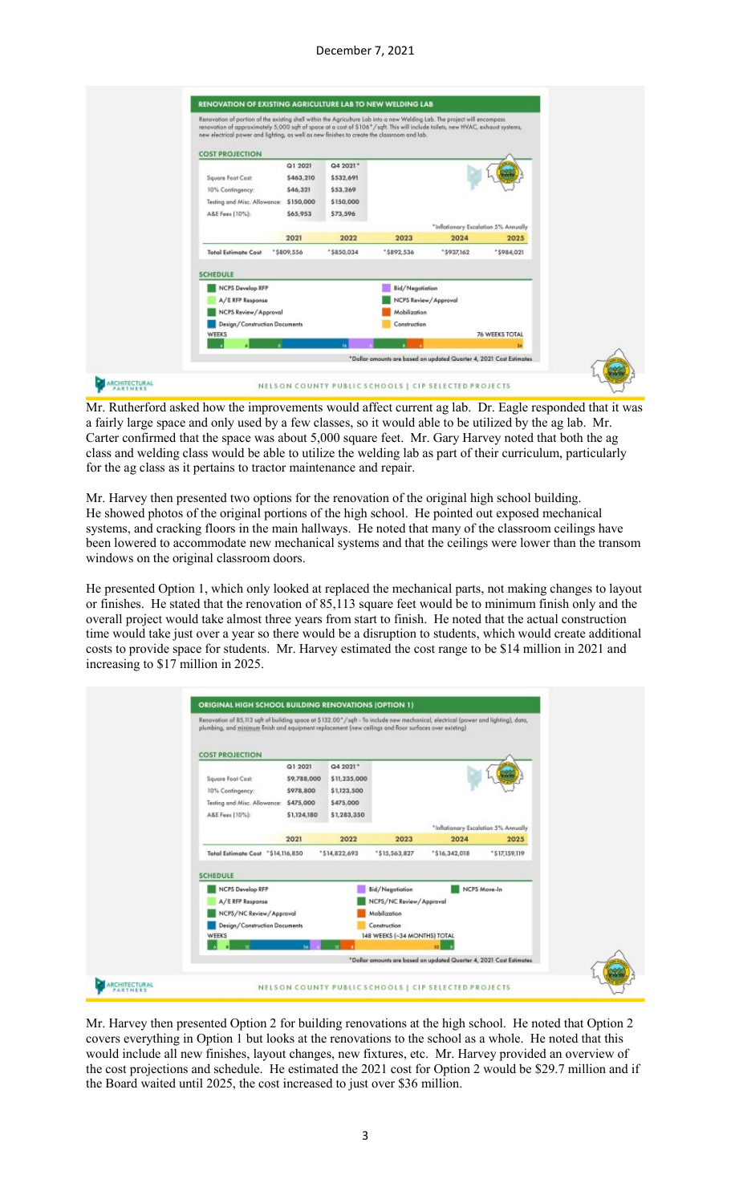### RENOVATION OF EXISTING AGRICULTURE LAB TO NEW WELDING LAB

Renovation of portion of the existing shell within the Agriculture Lab into a new Welding Lab. The project will encompass renovation of approximately 5,000 sqft of space at a cost of $106*/sqft. This will include toilets, new HVAC, exhaust systems, new electrical power and lighting, as well as new finishes to create the classroom and lab.

**COST PROJECTION**

| | Q1 2021 | Q4 2021* |
|---|---|---|
| Square Foot Cost: | $463,210 | $532,691 |
| 10% Contingency: | $46,321 | $53,269 |
| Testing and Misc. Allowance: | $150,000 | $150,000 |
| A&E Fees (10%): | $65,953 | $73,596 |

*Inflationary Escalation 5% Annually

| | 2021 | 2022 | 2023 | 2024 | 2025 |
|---|---|---|---|---|---|
| Total Estimate Cost | *$809,556 | *$850,034 | *$892,536 | *$937,162 | *$984,021 |

**SCHEDULE**

- NCPS Develop RFP
- A/E RFP Response
- NCPS Review/Approval
- Design/Construction Documents
- Bid/Negotiation
- NCPS Review/Approval
- Mobilization
- Construction

WEEKS — 76 WEEKS TOTAL

*Dollar amounts are based on updated Quarter 4, 2021 Cost Estimates

NELSON COUNTY PUBLIC SCHOOLS | CIP SELECTED PROJECTS

Mr. Rutherford asked how the improvements would affect current ag lab. Dr. Eagle responded that it was a fairly large space and only used by a few classes, so it would able to be utilized by the ag lab. Mr. Carter confirmed that the space was about 5,000 square feet. Mr. Gary Harvey noted that both the ag class and welding class would be able to utilize the welding lab as part of their curriculum, particularly for the ag class as it pertains to tractor maintenance and repair.

Mr. Harvey then presented two options for the renovation of the original high school building. He showed photos of the original portions of the high school. He pointed out exposed mechanical systems, and cracking floors in the main hallways. He noted that many of the classroom ceilings have been lowered to accommodate new mechanical systems and that the ceilings were lower than the transom windows on the original classroom doors.

He presented Option 1, which only looked at replaced the mechanical parts, not making changes to layout or finishes. He stated that the renovation of 85,113 square feet would be to minimum finish only and the overall project would take almost three years from start to finish. He noted that the actual construction time would take just over a year so there would be a disruption to students, which would create additional costs to provide space for students. Mr. Harvey estimated the cost range to be $14 million in 2021 and increasing to $17 million in 2025.

### ORIGINAL HIGH SCHOOL BUILDING RENOVATIONS (OPTION 1)

Renovation of 85,113 sqft of building space at $132.00*/sqft - To include new mechanical, electrical (power and lighting), data, plumbing, and minimum finish and equipment replacement (new ceilings and floor surfaces over existing)

**COST PROJECTION**

| | Q1 2021 | Q4 2021* |
|---|---|---|
| Square Foot Cost: | $9,788,000 | $11,235,000 |
| 10% Contingency: | $978,800 | $1,123,500 |
| Testing and Misc. Allowance: | $475,000 | $475,000 |
| A&E Fees (10%): | $1,124,180 | $1,283,350 |

*Inflationary Escalation 5% Annually

| | 2021 | 2022 | 2023 | 2024 | 2025 |
|---|---|---|---|---|---|
| Total Estimate Cost | *$14,116,850 | *$14,822,693 | *$15,563,827 | *$16,342,018 | *$17,159,119 |

**SCHEDULE**

- NCPS Develop RFP
- A/E RFP Response
- NCPS/NC Review/Approval
- Design/Construction Documents
- Bid/Negotiation
- NCPS/NC Review/Approval
- Mobilization
- Construction
- NCPS Move-In

WEEKS — 148 WEEKS (~34 MONTHS) TOTAL

*Dollar amounts are based on updated Quarter 4, 2021 Cost Estimates

NELSON COUNTY PUBLIC SCHOOLS | CIP SELECTED PROJECTS

Mr. Harvey then presented Option 2 for building renovations at the high school. He noted that Option 2 covers everything in Option 1 but looks at the renovations to the school as a whole. He noted that this would include all new finishes, layout changes, new fixtures, etc. Mr. Harvey provided an overview of the cost projections and schedule. He estimated the 2021 cost for Option 2 would be $29.7 million and if the Board waited until 2025, the cost increased to just over $36 million.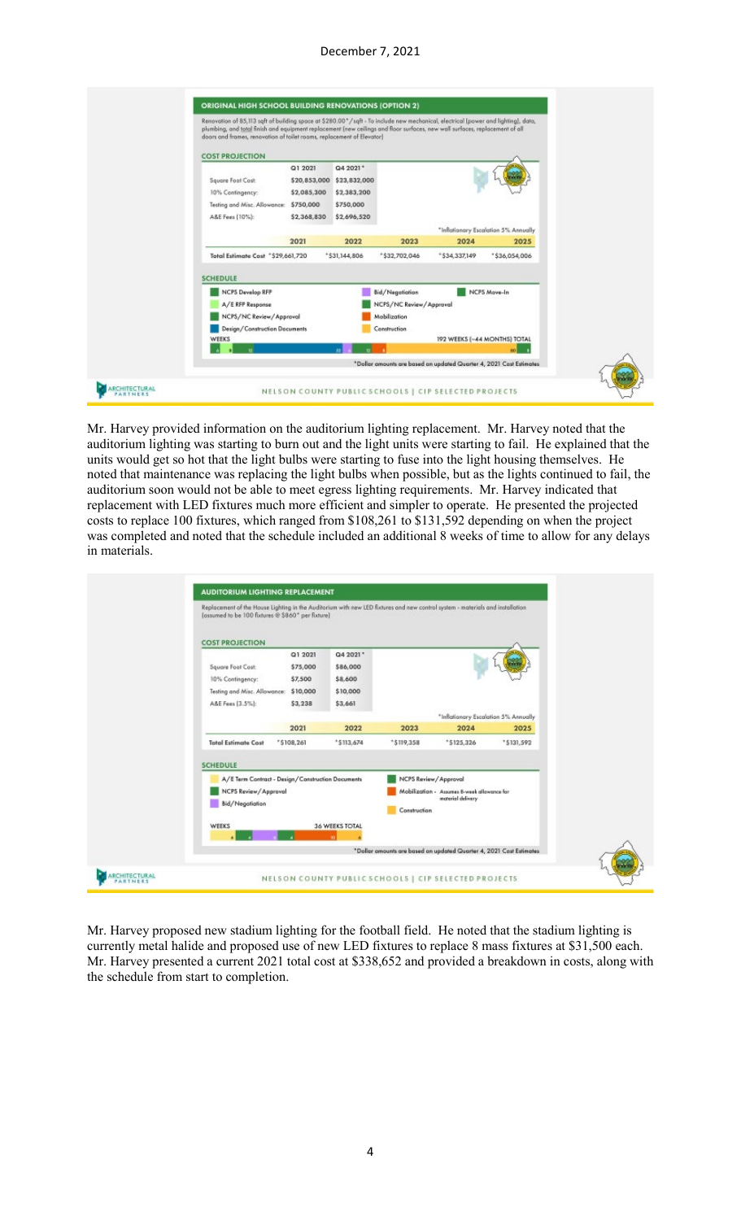December 7, 2021

**ORIGINAL HIGH SCHOOL BUILDING RENOVATIONS (OPTION 2)**

Renovation of 85,113 sqft of building space at $280.00*/sqft - To include new mechanical, electrical (power and lighting), data, plumbing, and total finish and equipment replacement (new ceilings and floor surfaces, new wall surfaces, replacement of all doors and frames, renovation of toilet rooms, replacement of Elevator)

**COST PROJECTION**

| | Q1 2021 | Q4 2021* |
|---|---|---|
| Square Foot Cost: | $20,853,000 | $23,832,000 |
| 10% Contingency: | $2,085,300 | $2,383,200 |
| Testing and Misc. Allowance: | $750,000 | $750,000 |
| A&E Fees (10%): | $2,368,830 | $2,696,520 |

*Inflationary Escalation 5% Annually

| | 2021 | 2022 | 2023 | 2024 | 2025 |
|---|---|---|---|---|---|
| Total Estimate Cost | *$29,661,720 | *$31,144,806 | *$32,702,046 | *$34,337,149 | *$36,054,006 |

**SCHEDULE**

- NCPS Develop RFP
- A/E RFP Response
- NCPS/NC Review/Approval
- Design/Construction Documents
- Bid/Negotiation
- NCPS/NC Review/Approval
- Mobilization
- Construction
- NCPS Move-In

WEEKS — 192 WEEKS (~44 MONTHS) TOTAL

*Dollar amounts are based on updated Quarter 4, 2021 Cost Estimates

NELSON COUNTY PUBLIC SCHOOLS | CIP SELECTED PROJECTS

Mr. Harvey provided information on the auditorium lighting replacement. Mr. Harvey noted that the auditorium lighting was starting to burn out and the light units were starting to fail. He explained that the units would get so hot that the light bulbs were starting to fuse into the light housing themselves. He noted that maintenance was replacing the light bulbs when possible, but as the lights continued to fail, the auditorium soon would not be able to meet egress lighting requirements. Mr. Harvey indicated that replacement with LED fixtures much more efficient and simpler to operate. He presented the projected costs to replace 100 fixtures, which ranged from $108,261 to $131,592 depending on when the project was completed and noted that the schedule included an additional 8 weeks of time to allow for any delays in materials.

**AUDITORIUM LIGHTING REPLACEMENT**

Replacement of the House Lighting in the Auditorium with new LED fixtures and new control system - materials and installation (assumed to be 100 fixtures @ $860* per fixture)

**COST PROJECTION**

| | Q1 2021 | Q4 2021* |
|---|---|---|
| Square Foot Cost: | $75,000 | $86,000 |
| 10% Contingency: | $7,500 | $8,600 |
| Testing and Misc. Allowance: | $10,000 | $10,000 |
| A&E Fees (3.5%): | $3,238 | $3,661 |

*Inflationary Escalation 5% Annually

| | 2021 | 2022 | 2023 | 2024 | 2025 |
|---|---|---|---|---|---|
| Total Estimate Cost | *$108,261 | *$113,674 | *$119,358 | *$125,326 | *$131,592 |

**SCHEDULE**

- A/E Term Contract - Design/Construction Documents
- NCPS Review/Approval
- Bid/Negotiation
- NCPS Review/Approval
- Mobilization - Assumes 8-week allowance for material delivery
- Construction

WEEKS — 36 WEEKS TOTAL

*Dollar amounts are based on updated Quarter 4, 2021 Cost Estimates

NELSON COUNTY PUBLIC SCHOOLS | CIP SELECTED PROJECTS

Mr. Harvey proposed new stadium lighting for the football field. He noted that the stadium lighting is currently metal halide and proposed use of new LED fixtures to replace 8 mass fixtures at $31,500 each. Mr. Harvey presented a current 2021 total cost at $338,652 and provided a breakdown in costs, along with the schedule from start to completion.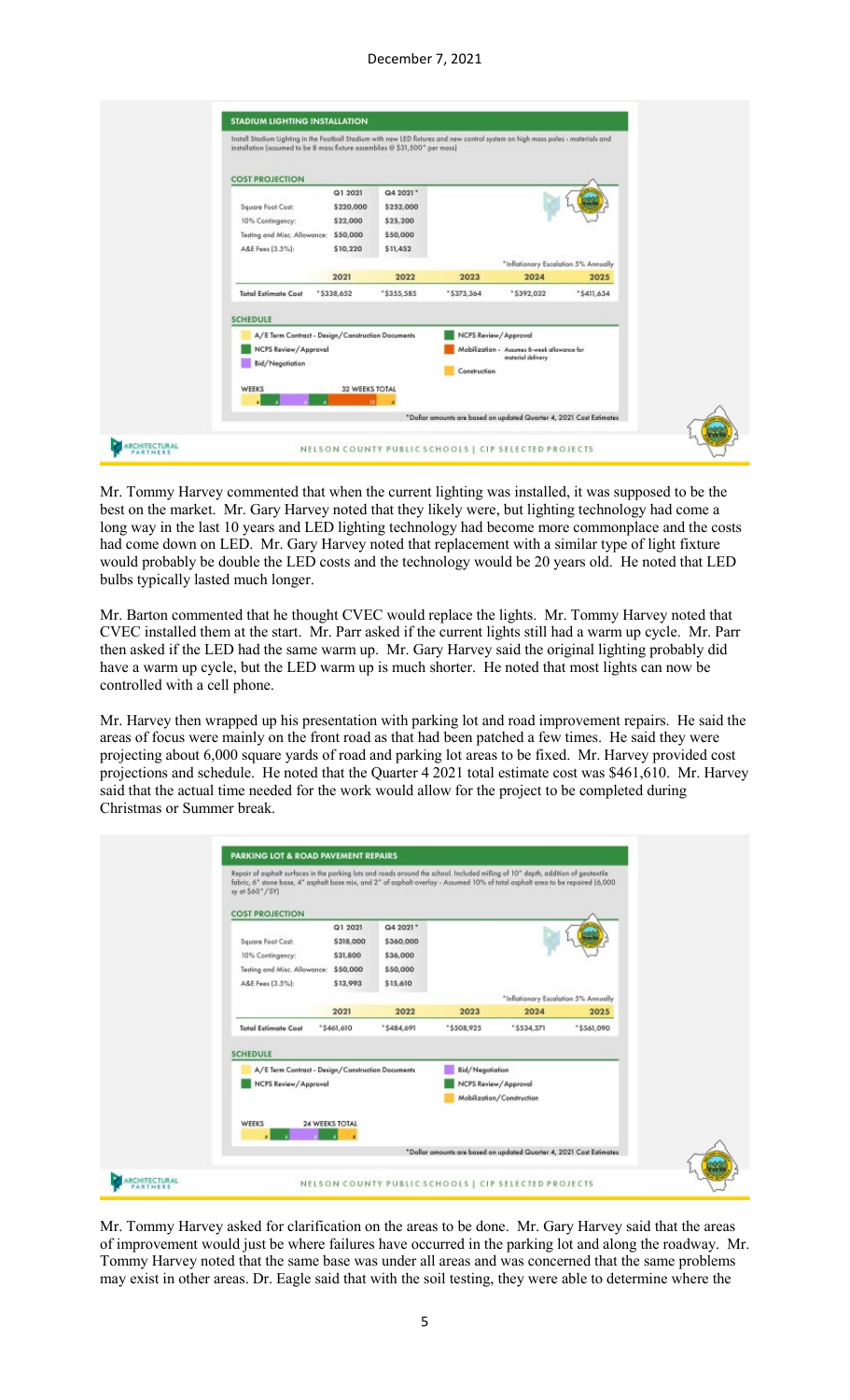### STADIUM LIGHTING INSTALLATION

Install Stadium Lighting in the Football Stadium with new LED fixtures and new control system on high mass poles - materials and installation (assumed to be 8 mass fixture assemblies @ $31,500* per mass)

**COST PROJECTION**

| | Q1 2021 | Q4 2021* |
|---|---|---|
| Square Foot Cost: | $220,000 | $252,000 |
| 10% Contingency: | $22,000 | $25,200 |
| Testing and Misc. Allowance: | $50,000 | $50,000 |
| A&E Fees (3.5%): | $10,220 | $11,452 |

*Inflationary Escalation 5% Annually

| | 2021 | 2022 | 2023 | 2024 | 2025 |
|---|---|---|---|---|---|
| Total Estimate Cost | *$338,652 | *$355,585 | *$373,364 | *$392,032 | *$411,634 |

**SCHEDULE**

- A/E Term Contract - Design/Construction Documents
- NCPS Review/Approval
- Bid/Negotiation
- NCPS Review/Approval
- Mobilization - Assumes 8-week allowance for material delivery
- Construction

WEEKS — 32 WEEKS TOTAL

*Dollar amounts are based on updated Quarter 4, 2021 Cost Estimates

NELSON COUNTY PUBLIC SCHOOLS | CIP SELECTED PROJECTS

Mr. Tommy Harvey commented that when the current lighting was installed, it was supposed to be the best on the market. Mr. Gary Harvey noted that they likely were, but lighting technology had come a long way in the last 10 years and LED lighting technology had become more commonplace and the costs had come down on LED. Mr. Gary Harvey noted that replacement with a similar type of light fixture would probably be double the LED costs and the technology would be 20 years old. He noted that LED bulbs typically lasted much longer.

Mr. Barton commented that he thought CVEC would replace the lights. Mr. Tommy Harvey noted that CVEC installed them at the start. Mr. Parr asked if the current lights still had a warm up cycle. Mr. Parr then asked if the LED had the same warm up. Mr. Gary Harvey said the original lighting probably did have a warm up cycle, but the LED warm up is much shorter. He noted that most lights can now be controlled with a cell phone.

Mr. Harvey then wrapped up his presentation with parking lot and road improvement repairs. He said the areas of focus were mainly on the front road as that had been patched a few times. He said they were projecting about 6,000 square yards of road and parking lot areas to be fixed. Mr. Harvey provided cost projections and schedule. He noted that the Quarter 4 2021 total estimate cost was $461,610. Mr. Harvey said that the actual time needed for the work would allow for the project to be completed during Christmas or Summer break.

### PARKING LOT & ROAD PAVEMENT REPAIRS

Repair of asphalt surfaces in the parking lots and roads around the school. Included milling of 10" depth, addition of geotextile fabric, 6" stone base, 4" asphalt base mix, and 2" of asphalt overlay - Assumed 10% of total asphalt area to be repaired (6,000 sy at $60*/SY)

**COST PROJECTION**

| | Q1 2021 | Q4 2021* |
|---|---|---|
| Square Foot Cost: | $318,000 | $360,000 |
| 10% Contingency: | $31,800 | $36,000 |
| Testing and Misc. Allowance: | $50,000 | $50,000 |
| A&E Fees (3.5%): | $13,993 | $15,610 |

*Inflationary Escalation 5% Annually

| | 2021 | 2022 | 2023 | 2024 | 2025 |
|---|---|---|---|---|---|
| Total Estimate Cost | *$461,610 | *$484,691 | *$508,925 | *$534,371 | *$561,090 |

**SCHEDULE**

- A/E Term Contract - Design/Construction Documents
- NCPS Review/Approval
- Bid/Negotiation
- NCPS Review/Approval
- Mobilization/Construction

WEEKS — 24 WEEKS TOTAL

*Dollar amounts are based on updated Quarter 4, 2021 Cost Estimates

NELSON COUNTY PUBLIC SCHOOLS | CIP SELECTED PROJECTS

Mr. Tommy Harvey asked for clarification on the areas to be done. Mr. Gary Harvey said that the areas of improvement would just be where failures have occurred in the parking lot and along the roadway. Mr. Tommy Harvey noted that the same base was under all areas and was concerned that the same problems may exist in other areas. Dr. Eagle said that with the soil testing, they were able to determine where the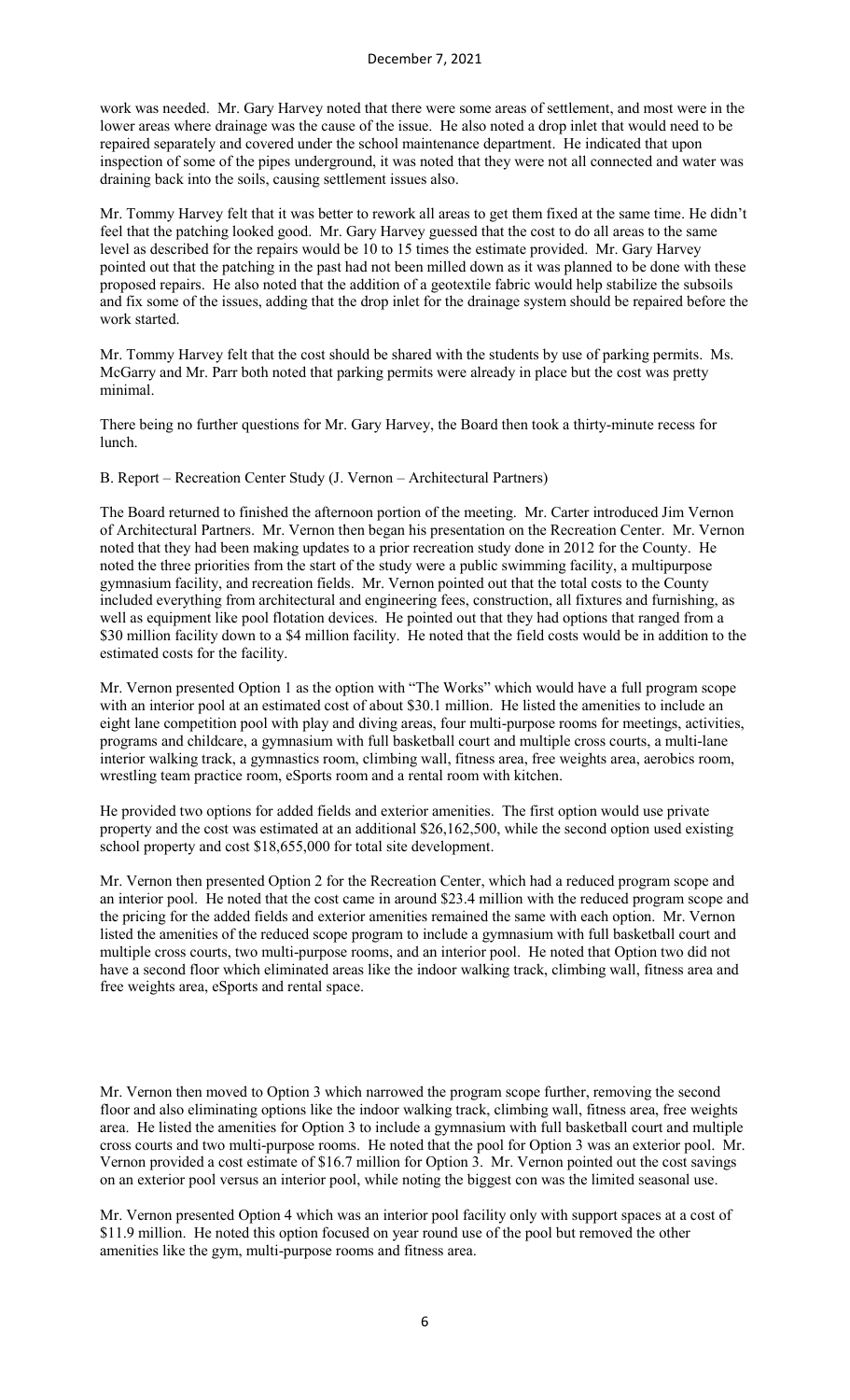work was needed. Mr. Gary Harvey noted that there were some areas of settlement, and most were in the lower areas where drainage was the cause of the issue. He also noted a drop inlet that would need to be repaired separately and covered under the school maintenance department. He indicated that upon inspection of some of the pipes underground, it was noted that they were not all connected and water was draining back into the soils, causing settlement issues also.

Mr. Tommy Harvey felt that it was better to rework all areas to get them fixed at the same time. He didn't feel that the patching looked good. Mr. Gary Harvey guessed that the cost to do all areas to the same level as described for the repairs would be 10 to 15 times the estimate provided. Mr. Gary Harvey pointed out that the patching in the past had not been milled down as it was planned to be done with these proposed repairs. He also noted that the addition of a geotextile fabric would help stabilize the subsoils and fix some of the issues, adding that the drop inlet for the drainage system should be repaired before the work started.

Mr. Tommy Harvey felt that the cost should be shared with the students by use of parking permits. Ms. McGarry and Mr. Parr both noted that parking permits were already in place but the cost was pretty minimal.

There being no further questions for Mr. Gary Harvey, the Board then took a thirty-minute recess for lunch.

B. Report – Recreation Center Study (J. Vernon – Architectural Partners)

The Board returned to finished the afternoon portion of the meeting. Mr. Carter introduced Jim Vernon of Architectural Partners. Mr. Vernon then began his presentation on the Recreation Center. Mr. Vernon noted that they had been making updates to a prior recreation study done in 2012 for the County. He noted the three priorities from the start of the study were a public swimming facility, a multipurpose gymnasium facility, and recreation fields. Mr. Vernon pointed out that the total costs to the County included everything from architectural and engineering fees, construction, all fixtures and furnishing, as well as equipment like pool flotation devices. He pointed out that they had options that ranged from a \$30 million facility down to a \$4 million facility. He noted that the field costs would be in addition to the estimated costs for the facility.

Mr. Vernon presented Option 1 as the option with "The Works" which would have a full program scope with an interior pool at an estimated cost of about \$30.1 million. He listed the amenities to include an eight lane competition pool with play and diving areas, four multi-purpose rooms for meetings, activities, programs and childcare, a gymnasium with full basketball court and multiple cross courts, a multi-lane interior walking track, a gymnastics room, climbing wall, fitness area, free weights area, aerobics room, wrestling team practice room, eSports room and a rental room with kitchen.

He provided two options for added fields and exterior amenities. The first option would use private property and the cost was estimated at an additional \$26,162,500, while the second option used existing school property and cost \$18,655,000 for total site development.

Mr. Vernon then presented Option 2 for the Recreation Center, which had a reduced program scope and an interior pool. He noted that the cost came in around \$23.4 million with the reduced program scope and the pricing for the added fields and exterior amenities remained the same with each option. Mr. Vernon listed the amenities of the reduced scope program to include a gymnasium with full basketball court and multiple cross courts, two multi-purpose rooms, and an interior pool. He noted that Option two did not have a second floor which eliminated areas like the indoor walking track, climbing wall, fitness area and free weights area, eSports and rental space.

Mr. Vernon then moved to Option 3 which narrowed the program scope further, removing the second floor and also eliminating options like the indoor walking track, climbing wall, fitness area, free weights area. He listed the amenities for Option 3 to include a gymnasium with full basketball court and multiple cross courts and two multi-purpose rooms. He noted that the pool for Option 3 was an exterior pool. Mr. Vernon provided a cost estimate of \$16.7 million for Option 3. Mr. Vernon pointed out the cost savings on an exterior pool versus an interior pool, while noting the biggest con was the limited seasonal use.

Mr. Vernon presented Option 4 which was an interior pool facility only with support spaces at a cost of \$11.9 million. He noted this option focused on year round use of the pool but removed the other amenities like the gym, multi-purpose rooms and fitness area.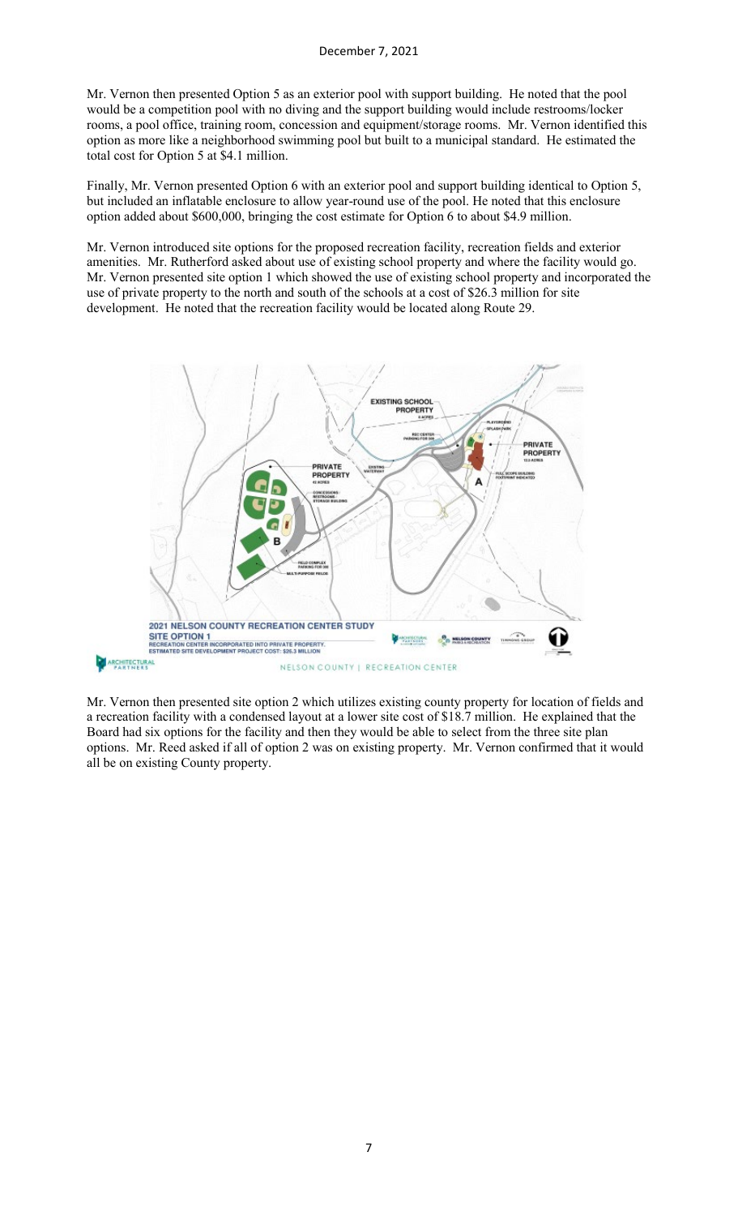Mr. Vernon then presented Option 5 as an exterior pool with support building. He noted that the pool would be a competition pool with no diving and the support building would include restrooms/locker rooms, a pool office, training room, concession and equipment/storage rooms. Mr. Vernon identified this option as more like a neighborhood swimming pool but built to a municipal standard. He estimated the total cost for Option 5 at $4.1 million.

Finally, Mr. Vernon presented Option 6 with an exterior pool and support building identical to Option 5, but included an inflatable enclosure to allow year-round use of the pool. He noted that this enclosure option added about $600,000, bringing the cost estimate for Option 6 to about $4.9 million.

Mr. Vernon introduced site options for the proposed recreation facility, recreation fields and exterior amenities. Mr. Rutherford asked about use of existing school property and where the facility would go. Mr. Vernon presented site option 1 which showed the use of existing school property and incorporated the use of private property to the north and south of the schools at a cost of $26.3 million for site development. He noted that the recreation facility would be located along Route 29.

**2021 NELSON COUNTY RECREATION CENTER STUDY**
**SITE OPTION 1**
RECREATION CENTER INCORPORATED INTO PRIVATE PROPERTY.
ESTIMATED SITE DEVELOPMENT PROJECT COST: $26.3 MILLION

NELSON COUNTY | RECREATION CENTER

Mr. Vernon then presented site option 2 which utilizes existing county property for location of fields and a recreation facility with a condensed layout at a lower site cost of $18.7 million. He explained that the Board had six options for the facility and then they would be able to select from the three site plan options. Mr. Reed asked if all of option 2 was on existing property. Mr. Vernon confirmed that it would all be on existing County property.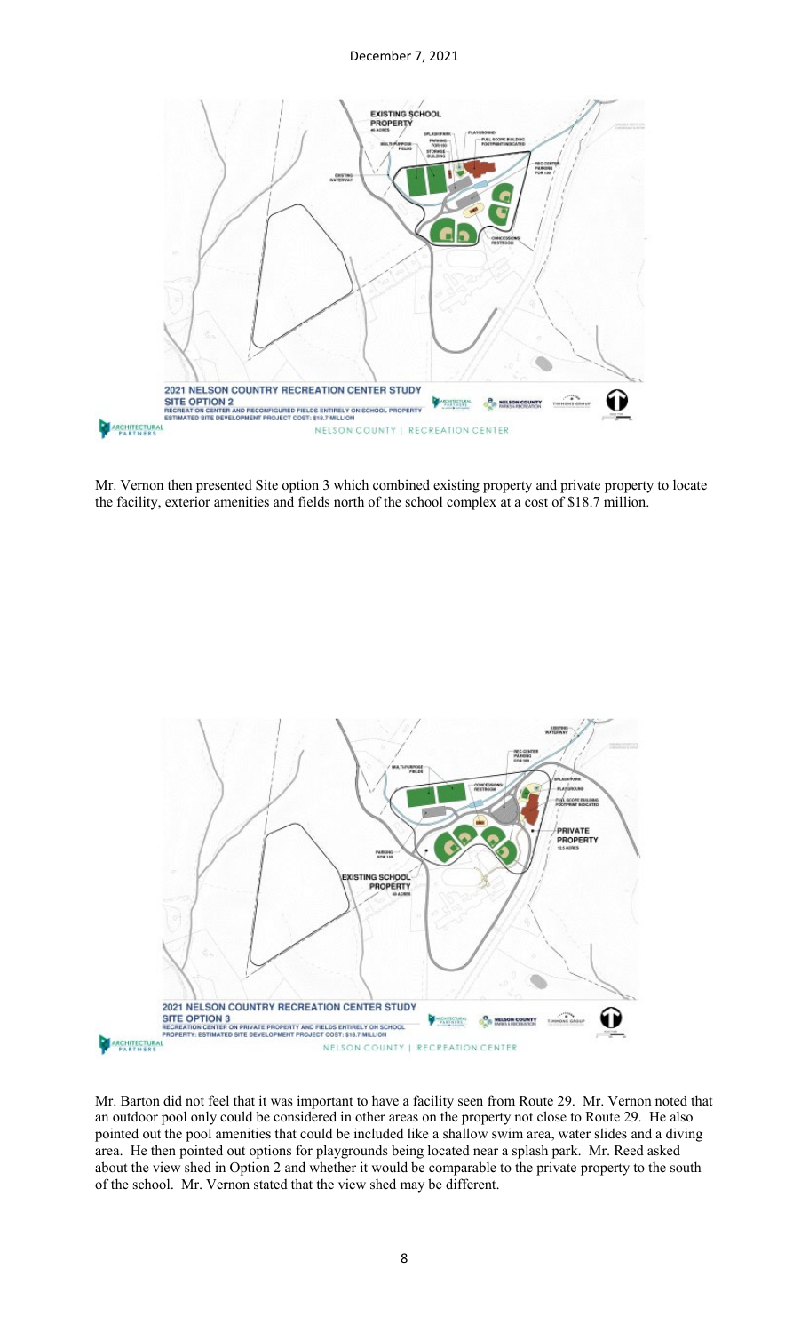Mr. Vernon then presented Site option 3 which combined existing property and private property to locate the facility, exterior amenities and fields north of the school complex at a cost of $18.7 million.

Mr. Barton did not feel that it was important to have a facility seen from Route 29. Mr. Vernon noted that an outdoor pool only could be considered in other areas on the property not close to Route 29. He also pointed out the pool amenities that could be included like a shallow swim area, water slides and a diving area. He then pointed out options for playgrounds being located near a splash park. Mr. Reed asked about the view shed in Option 2 and whether it would be comparable to the private property to the south of the school. Mr. Vernon stated that the view shed may be different.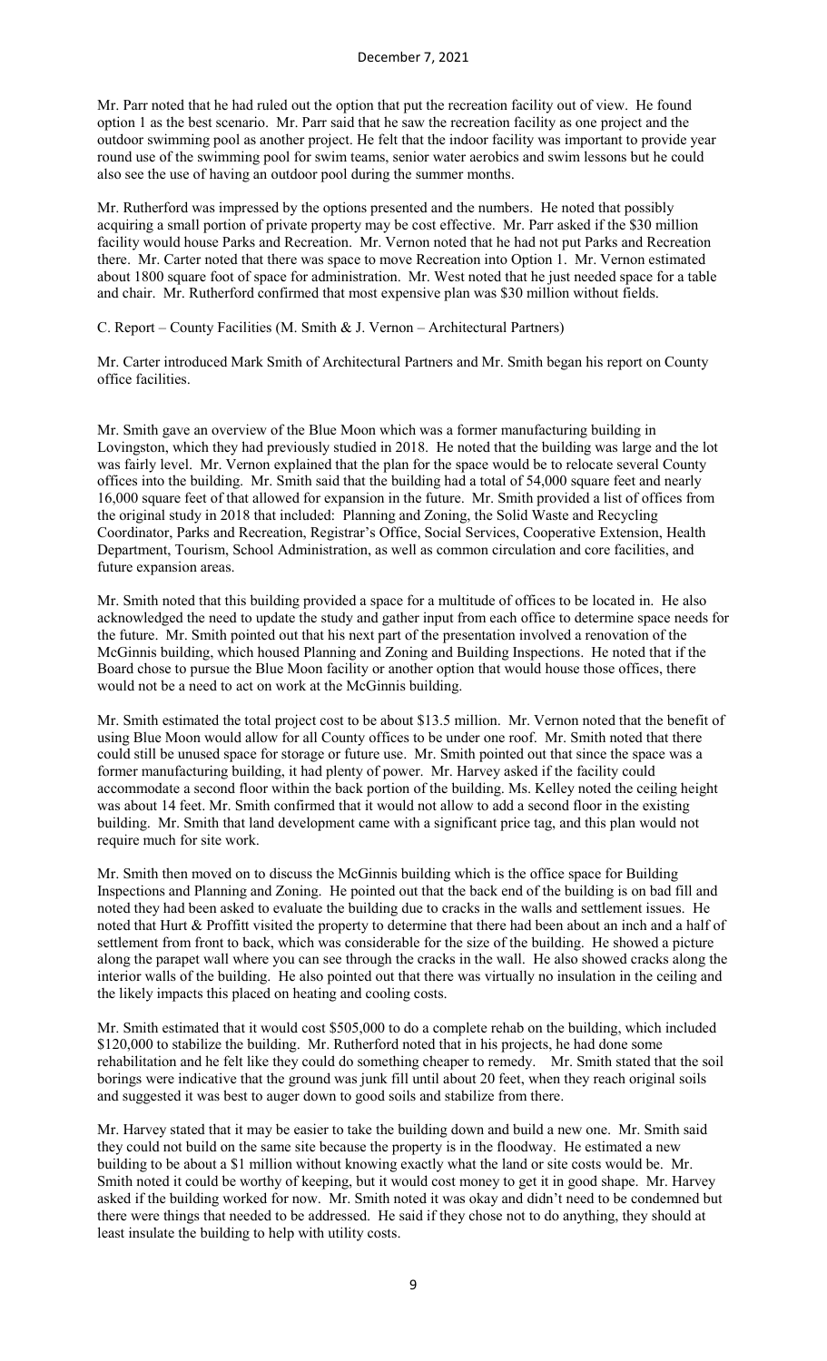Mr. Parr noted that he had ruled out the option that put the recreation facility out of view. He found option 1 as the best scenario. Mr. Parr said that he saw the recreation facility as one project and the outdoor swimming pool as another project. He felt that the indoor facility was important to provide year round use of the swimming pool for swim teams, senior water aerobics and swim lessons but he could also see the use of having an outdoor pool during the summer months.

Mr. Rutherford was impressed by the options presented and the numbers. He noted that possibly acquiring a small portion of private property may be cost effective. Mr. Parr asked if the $30 million facility would house Parks and Recreation. Mr. Vernon noted that he had not put Parks and Recreation there. Mr. Carter noted that there was space to move Recreation into Option 1. Mr. Vernon estimated about 1800 square foot of space for administration. Mr. West noted that he just needed space for a table and chair. Mr. Rutherford confirmed that most expensive plan was $30 million without fields.

C. Report – County Facilities (M. Smith & J. Vernon – Architectural Partners)

Mr. Carter introduced Mark Smith of Architectural Partners and Mr. Smith began his report on County office facilities.

Mr. Smith gave an overview of the Blue Moon which was a former manufacturing building in Lovingston, which they had previously studied in 2018. He noted that the building was large and the lot was fairly level. Mr. Vernon explained that the plan for the space would be to relocate several County offices into the building. Mr. Smith said that the building had a total of 54,000 square feet and nearly 16,000 square feet of that allowed for expansion in the future. Mr. Smith provided a list of offices from the original study in 2018 that included: Planning and Zoning, the Solid Waste and Recycling Coordinator, Parks and Recreation, Registrar's Office, Social Services, Cooperative Extension, Health Department, Tourism, School Administration, as well as common circulation and core facilities, and future expansion areas.

Mr. Smith noted that this building provided a space for a multitude of offices to be located in. He also acknowledged the need to update the study and gather input from each office to determine space needs for the future. Mr. Smith pointed out that his next part of the presentation involved a renovation of the McGinnis building, which housed Planning and Zoning and Building Inspections. He noted that if the Board chose to pursue the Blue Moon facility or another option that would house those offices, there would not be a need to act on work at the McGinnis building.

Mr. Smith estimated the total project cost to be about $13.5 million. Mr. Vernon noted that the benefit of using Blue Moon would allow for all County offices to be under one roof. Mr. Smith noted that there could still be unused space for storage or future use. Mr. Smith pointed out that since the space was a former manufacturing building, it had plenty of power. Mr. Harvey asked if the facility could accommodate a second floor within the back portion of the building. Ms. Kelley noted the ceiling height was about 14 feet. Mr. Smith confirmed that it would not allow to add a second floor in the existing building. Mr. Smith that land development came with a significant price tag, and this plan would not require much for site work.

Mr. Smith then moved on to discuss the McGinnis building which is the office space for Building Inspections and Planning and Zoning. He pointed out that the back end of the building is on bad fill and noted they had been asked to evaluate the building due to cracks in the walls and settlement issues. He noted that Hurt & Proffitt visited the property to determine that there had been about an inch and a half of settlement from front to back, which was considerable for the size of the building. He showed a picture along the parapet wall where you can see through the cracks in the wall. He also showed cracks along the interior walls of the building. He also pointed out that there was virtually no insulation in the ceiling and the likely impacts this placed on heating and cooling costs.

Mr. Smith estimated that it would cost $505,000 to do a complete rehab on the building, which included $120,000 to stabilize the building. Mr. Rutherford noted that in his projects, he had done some rehabilitation and he felt like they could do something cheaper to remedy. Mr. Smith stated that the soil borings were indicative that the ground was junk fill until about 20 feet, when they reach original soils and suggested it was best to auger down to good soils and stabilize from there.

Mr. Harvey stated that it may be easier to take the building down and build a new one. Mr. Smith said they could not build on the same site because the property is in the floodway. He estimated a new building to be about a $1 million without knowing exactly what the land or site costs would be. Mr. Smith noted it could be worthy of keeping, but it would cost money to get it in good shape. Mr. Harvey asked if the building worked for now. Mr. Smith noted it was okay and didn't need to be condemned but there were things that needed to be addressed. He said if they chose not to do anything, they should at least insulate the building to help with utility costs.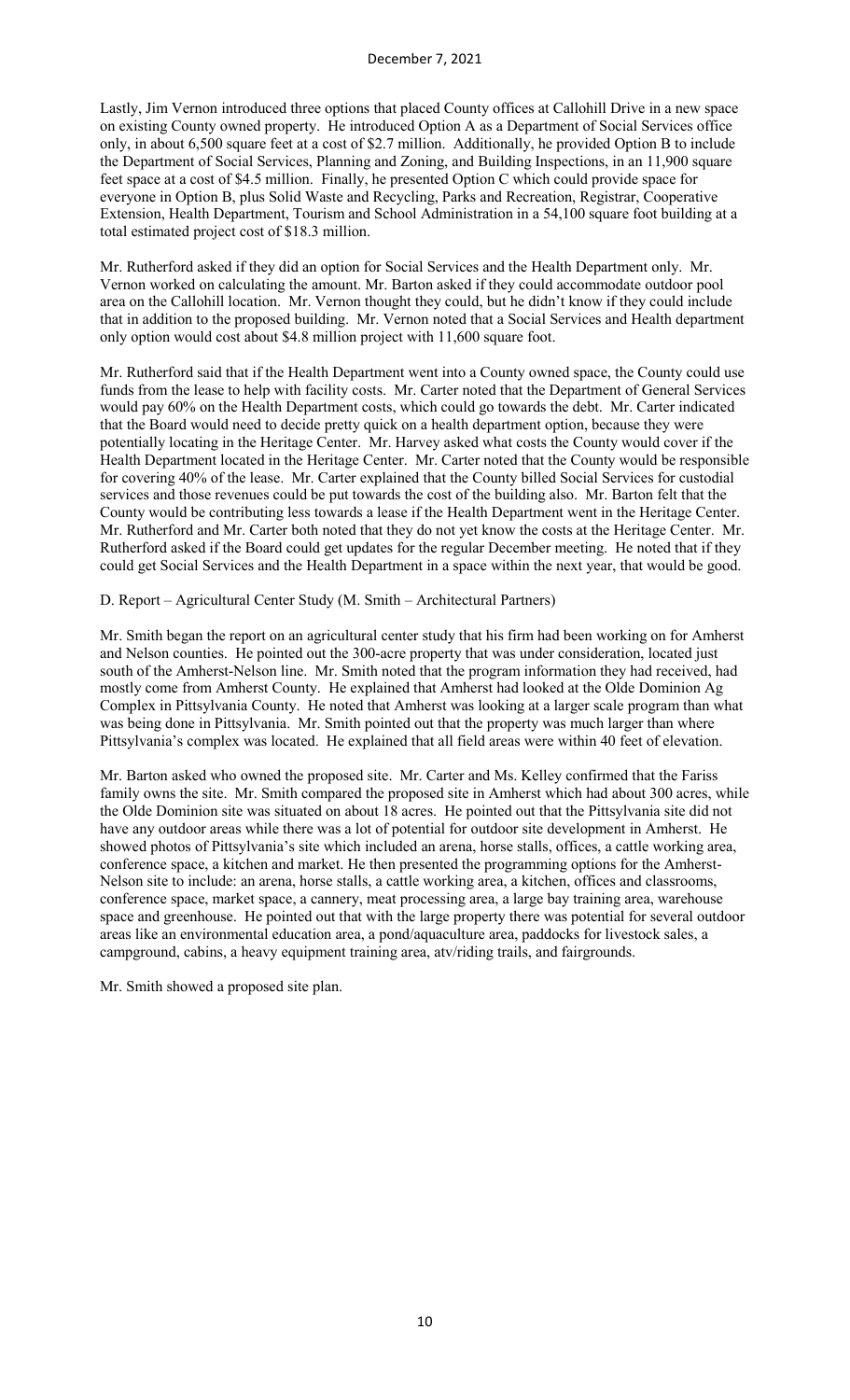Lastly, Jim Vernon introduced three options that placed County offices at Callohill Drive in a new space on existing County owned property. He introduced Option A as a Department of Social Services office only, in about 6,500 square feet at a cost of $2.7 million. Additionally, he provided Option B to include the Department of Social Services, Planning and Zoning, and Building Inspections, in an 11,900 square feet space at a cost of $4.5 million. Finally, he presented Option C which could provide space for everyone in Option B, plus Solid Waste and Recycling, Parks and Recreation, Registrar, Cooperative Extension, Health Department, Tourism and School Administration in a 54,100 square foot building at a total estimated project cost of $18.3 million.

Mr. Rutherford asked if they did an option for Social Services and the Health Department only. Mr. Vernon worked on calculating the amount. Mr. Barton asked if they could accommodate outdoor pool area on the Callohill location. Mr. Vernon thought they could, but he didn't know if they could include that in addition to the proposed building. Mr. Vernon noted that a Social Services and Health department only option would cost about $4.8 million project with 11,600 square foot.

Mr. Rutherford said that if the Health Department went into a County owned space, the County could use funds from the lease to help with facility costs. Mr. Carter noted that the Department of General Services would pay 60% on the Health Department costs, which could go towards the debt. Mr. Carter indicated that the Board would need to decide pretty quick on a health department option, because they were potentially locating in the Heritage Center. Mr. Harvey asked what costs the County would cover if the Health Department located in the Heritage Center. Mr. Carter noted that the County would be responsible for covering 40% of the lease. Mr. Carter explained that the County billed Social Services for custodial services and those revenues could be put towards the cost of the building also. Mr. Barton felt that the County would be contributing less towards a lease if the Health Department went in the Heritage Center. Mr. Rutherford and Mr. Carter both noted that they do not yet know the costs at the Heritage Center. Mr. Rutherford asked if the Board could get updates for the regular December meeting. He noted that if they could get Social Services and the Health Department in a space within the next year, that would be good.

D. Report – Agricultural Center Study (M. Smith – Architectural Partners)

Mr. Smith began the report on an agricultural center study that his firm had been working on for Amherst and Nelson counties. He pointed out the 300-acre property that was under consideration, located just south of the Amherst-Nelson line. Mr. Smith noted that the program information they had received, had mostly come from Amherst County. He explained that Amherst had looked at the Olde Dominion Ag Complex in Pittsylvania County. He noted that Amherst was looking at a larger scale program than what was being done in Pittsylvania. Mr. Smith pointed out that the property was much larger than where Pittsylvania's complex was located. He explained that all field areas were within 40 feet of elevation.

Mr. Barton asked who owned the proposed site. Mr. Carter and Ms. Kelley confirmed that the Fariss family owns the site. Mr. Smith compared the proposed site in Amherst which had about 300 acres, while the Olde Dominion site was situated on about 18 acres. He pointed out that the Pittsylvania site did not have any outdoor areas while there was a lot of potential for outdoor site development in Amherst. He showed photos of Pittsylvania's site which included an arena, horse stalls, offices, a cattle working area, conference space, a kitchen and market. He then presented the programming options for the Amherst-Nelson site to include: an arena, horse stalls, a cattle working area, a kitchen, offices and classrooms, conference space, market space, a cannery, meat processing area, a large bay training area, warehouse space and greenhouse. He pointed out that with the large property there was potential for several outdoor areas like an environmental education area, a pond/aquaculture area, paddocks for livestock sales, a campground, cabins, a heavy equipment training area, atv/riding trails, and fairgrounds.

Mr. Smith showed a proposed site plan.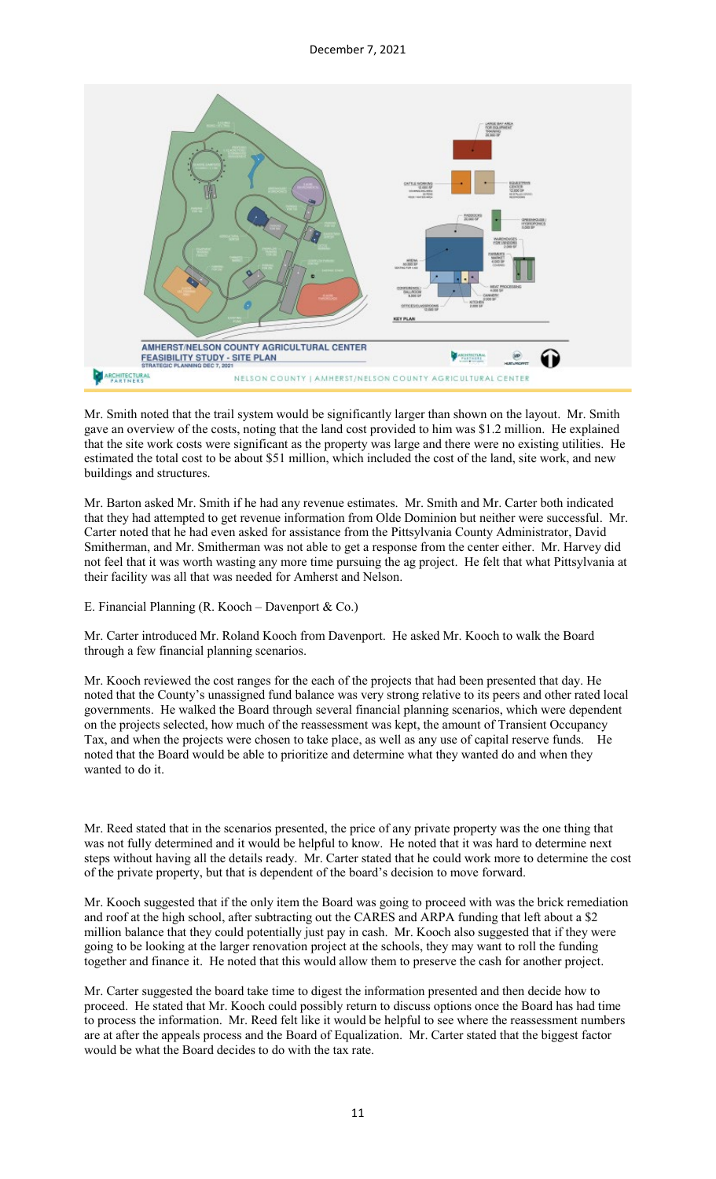Mr. Smith noted that the trail system would be significantly larger than shown on the layout. Mr. Smith gave an overview of the costs, noting that the land cost provided to him was $1.2 million. He explained that the site work costs were significant as the property was large and there were no existing utilities. He estimated the total cost to be about $51 million, which included the cost of the land, site work, and new buildings and structures.

Mr. Barton asked Mr. Smith if he had any revenue estimates. Mr. Smith and Mr. Carter both indicated that they had attempted to get revenue information from Olde Dominion but neither were successful. Mr. Carter noted that he had even asked for assistance from the Pittsylvania County Administrator, David Smitherman, and Mr. Smitherman was not able to get a response from the center either. Mr. Harvey did not feel that it was worth wasting any more time pursuing the ag project. He felt that what Pittsylvania at their facility was all that was needed for Amherst and Nelson.

E. Financial Planning (R. Kooch – Davenport & Co.)

Mr. Carter introduced Mr. Roland Kooch from Davenport. He asked Mr. Kooch to walk the Board through a few financial planning scenarios.

Mr. Kooch reviewed the cost ranges for the each of the projects that had been presented that day. He noted that the County's unassigned fund balance was very strong relative to its peers and other rated local governments. He walked the Board through several financial planning scenarios, which were dependent on the projects selected, how much of the reassessment was kept, the amount of Transient Occupancy Tax, and when the projects were chosen to take place, as well as any use of capital reserve funds. He noted that the Board would be able to prioritize and determine what they wanted do and when they wanted to do it.

Mr. Reed stated that in the scenarios presented, the price of any private property was the one thing that was not fully determined and it would be helpful to know. He noted that it was hard to determine next steps without having all the details ready. Mr. Carter stated that he could work more to determine the cost of the private property, but that is dependent of the board's decision to move forward.

Mr. Kooch suggested that if the only item the Board was going to proceed with was the brick remediation and roof at the high school, after subtracting out the CARES and ARPA funding that left about a $2 million balance that they could potentially just pay in cash. Mr. Kooch also suggested that if they were going to be looking at the larger renovation project at the schools, they may want to roll the funding together and finance it. He noted that this would allow them to preserve the cash for another project.

Mr. Carter suggested the board take time to digest the information presented and then decide how to proceed. He stated that Mr. Kooch could possibly return to discuss options once the Board has had time to process the information. Mr. Reed felt like it would be helpful to see where the reassessment numbers are at after the appeals process and the Board of Equalization. Mr. Carter stated that the biggest factor would be what the Board decides to do with the tax rate.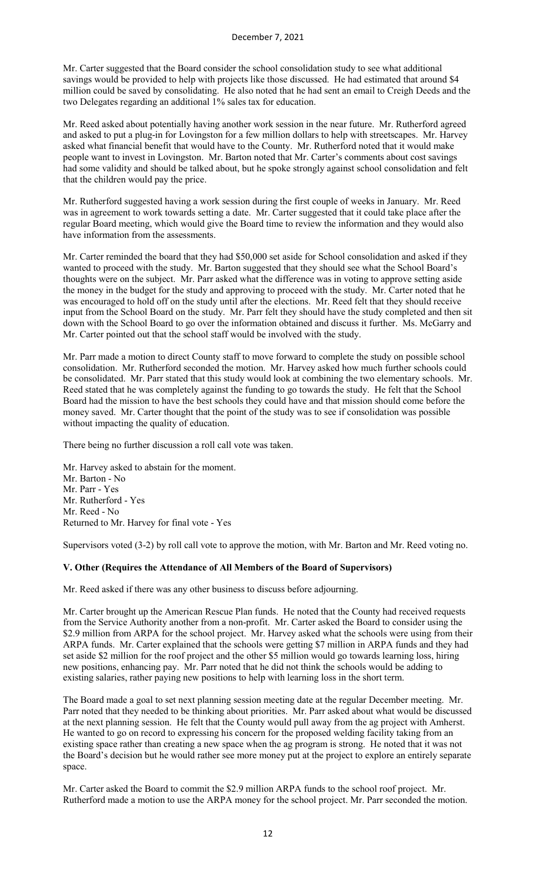Mr. Carter suggested that the Board consider the school consolidation study to see what additional savings would be provided to help with projects like those discussed. He had estimated that around $4 million could be saved by consolidating. He also noted that he had sent an email to Creigh Deeds and the two Delegates regarding an additional 1% sales tax for education.

Mr. Reed asked about potentially having another work session in the near future. Mr. Rutherford agreed and asked to put a plug-in for Lovingston for a few million dollars to help with streetscapes. Mr. Harvey asked what financial benefit that would have to the County. Mr. Rutherford noted that it would make people want to invest in Lovingston. Mr. Barton noted that Mr. Carter's comments about cost savings had some validity and should be talked about, but he spoke strongly against school consolidation and felt that the children would pay the price.

Mr. Rutherford suggested having a work session during the first couple of weeks in January. Mr. Reed was in agreement to work towards setting a date. Mr. Carter suggested that it could take place after the regular Board meeting, which would give the Board time to review the information and they would also have information from the assessments.

Mr. Carter reminded the board that they had $50,000 set aside for School consolidation and asked if they wanted to proceed with the study. Mr. Barton suggested that they should see what the School Board's thoughts were on the subject. Mr. Parr asked what the difference was in voting to approve setting aside the money in the budget for the study and approving to proceed with the study. Mr. Carter noted that he was encouraged to hold off on the study until after the elections. Mr. Reed felt that they should receive input from the School Board on the study. Mr. Parr felt they should have the study completed and then sit down with the School Board to go over the information obtained and discuss it further. Ms. McGarry and Mr. Carter pointed out that the school staff would be involved with the study.

Mr. Parr made a motion to direct County staff to move forward to complete the study on possible school consolidation. Mr. Rutherford seconded the motion. Mr. Harvey asked how much further schools could be consolidated. Mr. Parr stated that this study would look at combining the two elementary schools. Mr. Reed stated that he was completely against the funding to go towards the study. He felt that the School Board had the mission to have the best schools they could have and that mission should come before the money saved. Mr. Carter thought that the point of the study was to see if consolidation was possible without impacting the quality of education.

There being no further discussion a roll call vote was taken.

Mr. Harvey asked to abstain for the moment.
Mr. Barton - No
Mr. Parr - Yes
Mr. Rutherford - Yes
Mr. Reed - No
Returned to Mr. Harvey for final vote - Yes

Supervisors voted (3-2) by roll call vote to approve the motion, with Mr. Barton and Mr. Reed voting no.

### V. Other (Requires the Attendance of All Members of the Board of Supervisors)

Mr. Reed asked if there was any other business to discuss before adjourning.

Mr. Carter brought up the American Rescue Plan funds. He noted that the County had received requests from the Service Authority another from a non-profit. Mr. Carter asked the Board to consider using the $2.9 million from ARPA for the school project. Mr. Harvey asked what the schools were using from their ARPA funds. Mr. Carter explained that the schools were getting $7 million in ARPA funds and they had set aside $2 million for the roof project and the other $5 million would go towards learning loss, hiring new positions, enhancing pay. Mr. Parr noted that he did not think the schools would be adding to existing salaries, rather paying new positions to help with learning loss in the short term.

The Board made a goal to set next planning session meeting date at the regular December meeting. Mr. Parr noted that they needed to be thinking about priorities. Mr. Parr asked about what would be discussed at the next planning session. He felt that the County would pull away from the ag project with Amherst. He wanted to go on record to expressing his concern for the proposed welding facility taking from an existing space rather than creating a new space when the ag program is strong. He noted that it was not the Board's decision but he would rather see more money put at the project to explore an entirely separate space.

Mr. Carter asked the Board to commit the $2.9 million ARPA funds to the school roof project. Mr. Rutherford made a motion to use the ARPA money for the school project. Mr. Parr seconded the motion.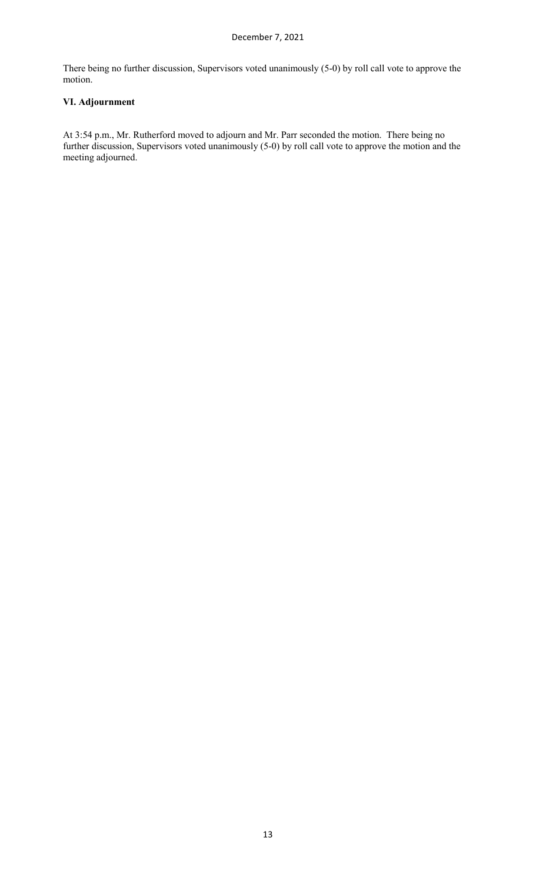There being no further discussion, Supervisors voted unanimously (5-0) by roll call vote to approve the motion.

### VI. Adjournment

At 3:54 p.m., Mr. Rutherford moved to adjourn and Mr. Parr seconded the motion. There being no further discussion, Supervisors voted unanimously (5-0) by roll call vote to approve the motion and the meeting adjourned.